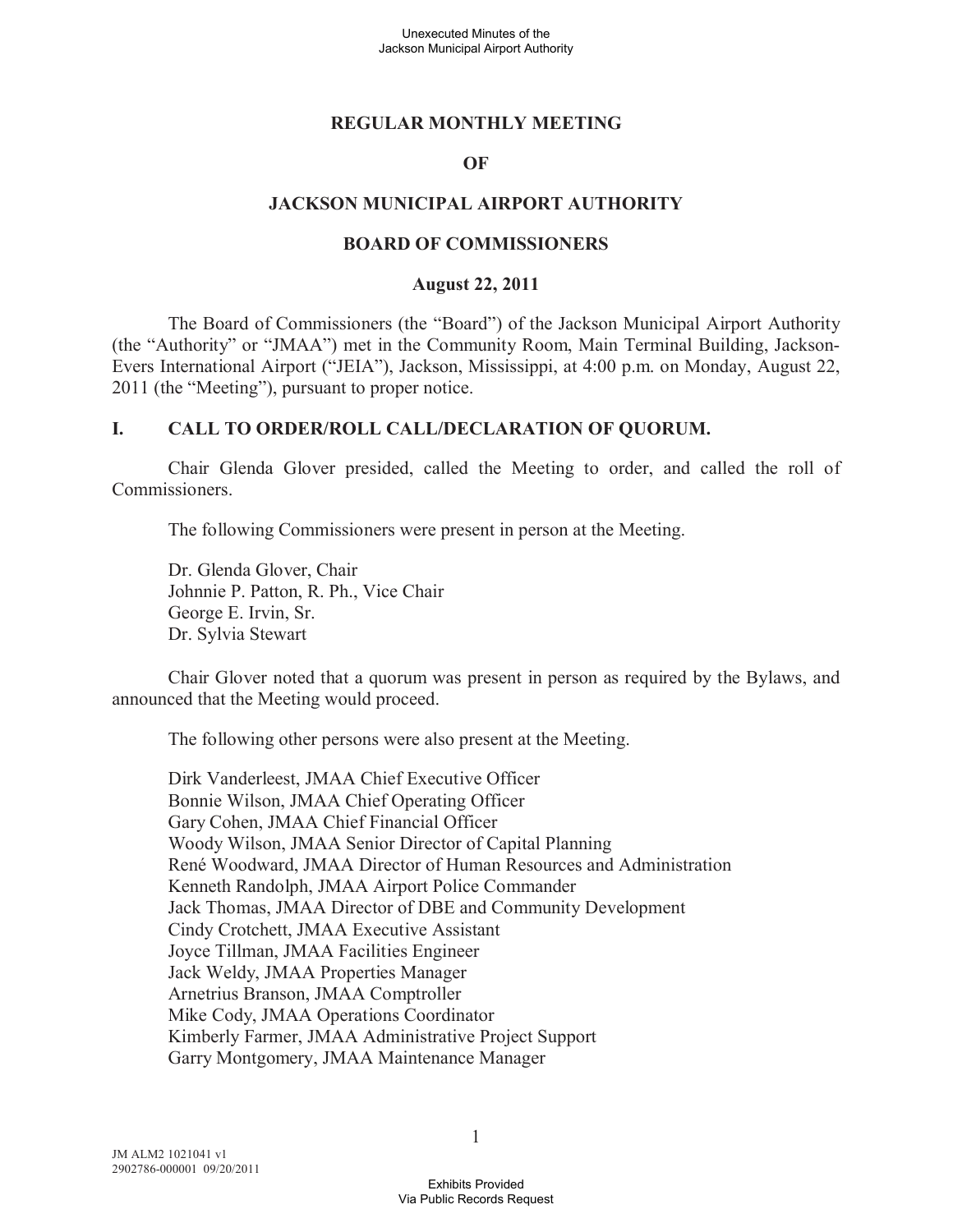# REGULAR MONTHLY MEETING

# OF

# JACKSON MUNICIPAL AIRPORT AUTHORITY

# BOARD OF COMMISSIONERS

**August 22, 2011**

The Board of Commissioners (the "Board") of the Jackson Municipal Airport Authority (the "Authority" or "JMAA") met in the Community Room, Main Terminal Building, Jackson-Evers International Airport ("JEIA"), Jackson, Mississippi, at 4:00 p.m. on Monday, August 22, 2011 (the "Meeting"), pursuant to proper notice.

## I. CALL TO ORDER/ROLL CALL/DECLARATION OF QUORUM.

Chair Glenda Glover presided, called the Meeting to order, and called the roll of Commissioners.

The following Commissioners were present in person at the Meeting.

Dr. Glenda Glover, Chair
Johnnie P. Patton, R. Ph., Vice Chair
George E. Irvin, Sr.
Dr. Sylvia Stewart

Chair Glover noted that a quorum was present in person as required by the Bylaws, and announced that the Meeting would proceed.

The following other persons were also present at the Meeting.

Dirk Vanderleest, JMAA Chief Executive Officer
Bonnie Wilson, JMAA Chief Operating Officer
Gary Cohen, JMAA Chief Financial Officer
Woody Wilson, JMAA Senior Director of Capital Planning
René Woodward, JMAA Director of Human Resources and Administration
Kenneth Randolph, JMAA Airport Police Commander
Jack Thomas, JMAA Director of DBE and Community Development
Cindy Crotchett, JMAA Executive Assistant
Joyce Tillman, JMAA Facilities Engineer
Jack Weldy, JMAA Properties Manager
Arnetrius Branson, JMAA Comptroller
Mike Cody, JMAA Operations Coordinator
Kimberly Farmer, JMAA Administrative Project Support
Garry Montgomery, JMAA Maintenance Manager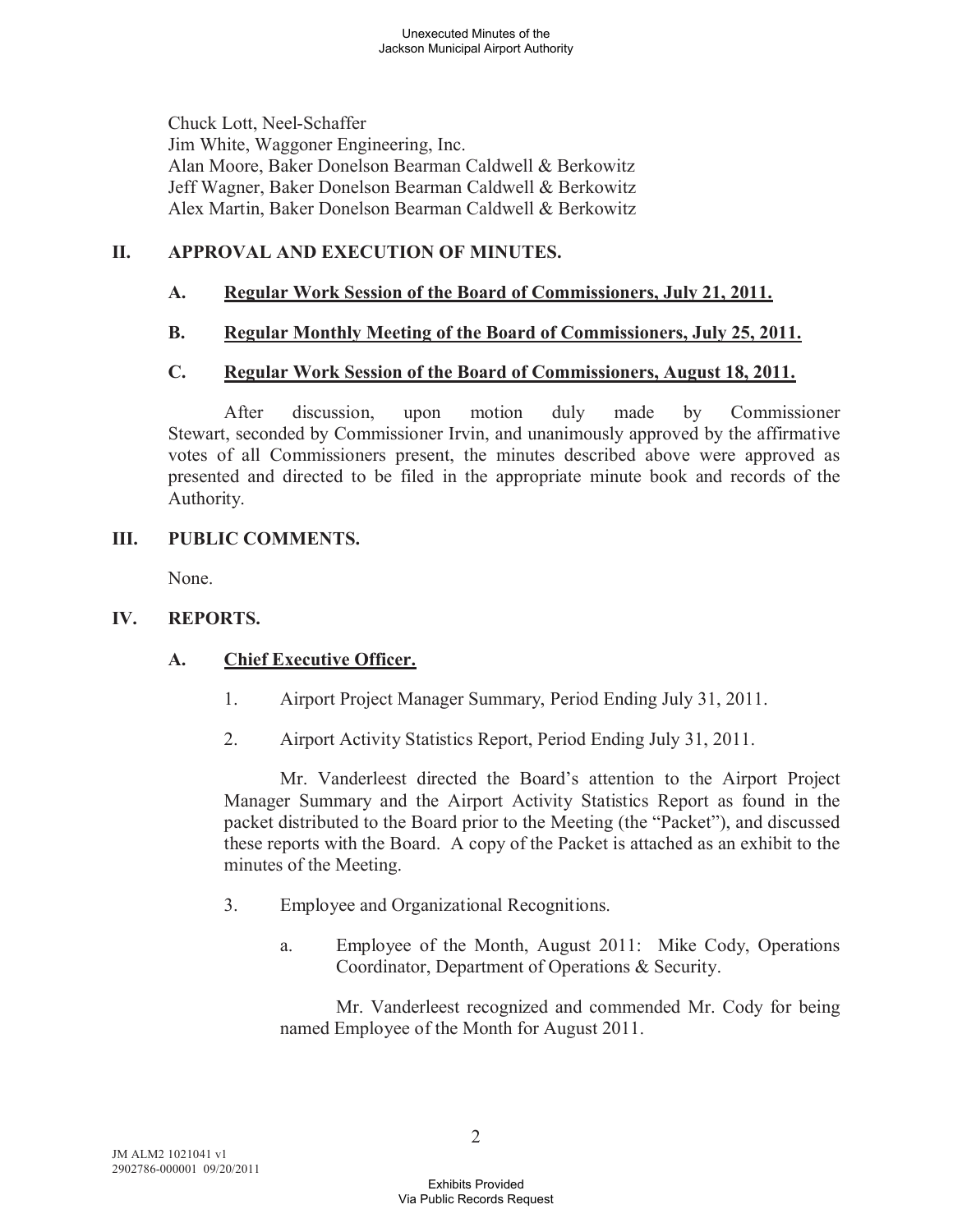Chuck Lott, Neel-Schaffer
Jim White, Waggoner Engineering, Inc.
Alan Moore, Baker Donelson Bearman Caldwell & Berkowitz
Jeff Wagner, Baker Donelson Bearman Caldwell & Berkowitz
Alex Martin, Baker Donelson Bearman Caldwell & Berkowitz

## II. APPROVAL AND EXECUTION OF MINUTES.

### A. Regular Work Session of the Board of Commissioners, July 21, 2011.

### B. Regular Monthly Meeting of the Board of Commissioners, July 25, 2011.

### C. Regular Work Session of the Board of Commissioners, August 18, 2011.

After discussion, upon motion duly made by Commissioner Stewart, seconded by Commissioner Irvin, and unanimously approved by the affirmative votes of all Commissioners present, the minutes described above were approved as presented and directed to be filed in the appropriate minute book and records of the Authority.

## III. PUBLIC COMMENTS.

None.

## IV. REPORTS.

### A. Chief Executive Officer.

1. Airport Project Manager Summary, Period Ending July 31, 2011.

2. Airport Activity Statistics Report, Period Ending July 31, 2011.

Mr. Vanderleest directed the Board's attention to the Airport Project Manager Summary and the Airport Activity Statistics Report as found in the packet distributed to the Board prior to the Meeting (the "Packet"), and discussed these reports with the Board. A copy of the Packet is attached as an exhibit to the minutes of the Meeting.

3. Employee and Organizational Recognitions.

   a. Employee of the Month, August 2011: Mike Cody, Operations Coordinator, Department of Operations & Security.

   Mr. Vanderleest recognized and commended Mr. Cody for being named Employee of the Month for August 2011.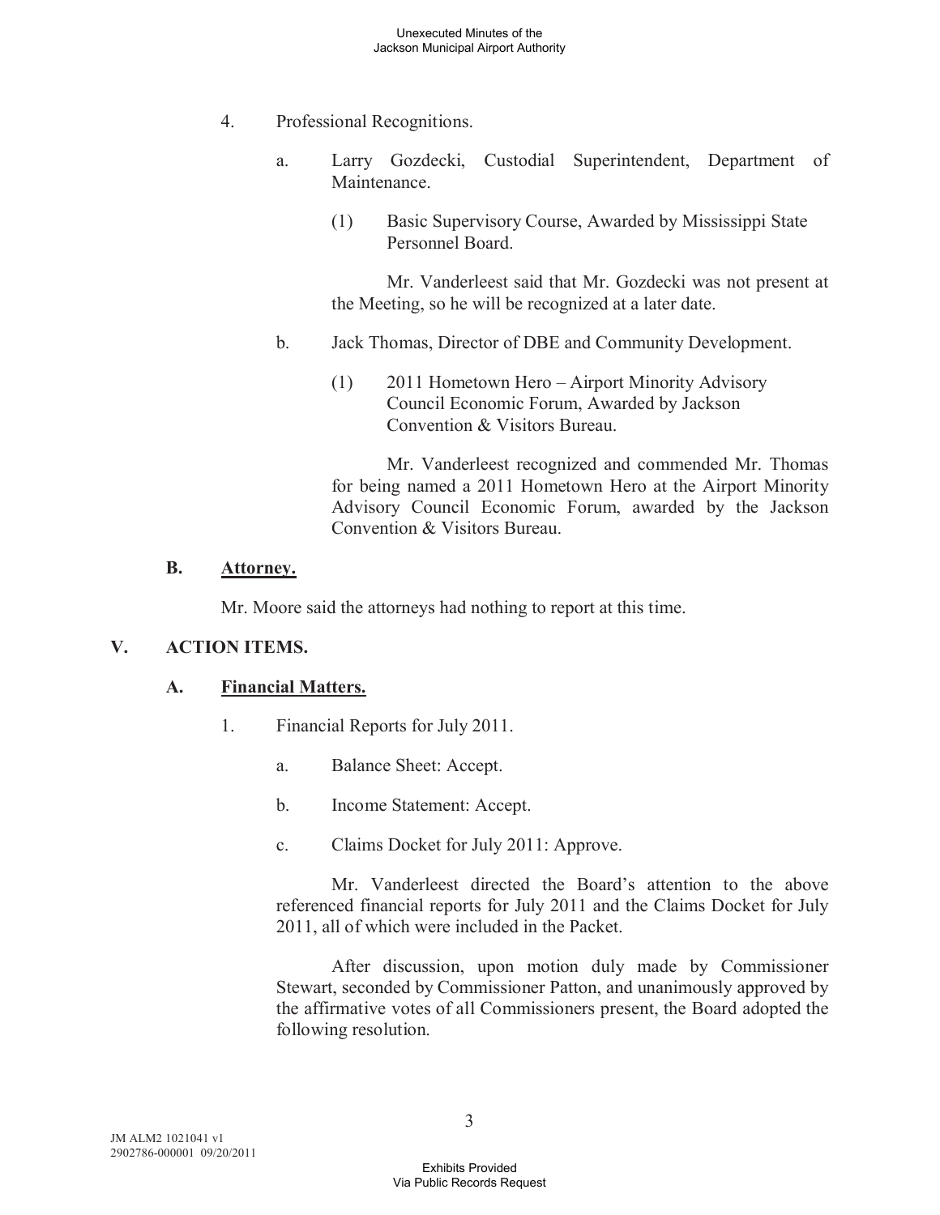4. Professional Recognitions.

   a. Larry Gozdecki, Custodial Superintendent, Department of Maintenance.

      (1) Basic Supervisory Course, Awarded by Mississippi State Personnel Board.

      Mr. Vanderleest said that Mr. Gozdecki was not present at the Meeting, so he will be recognized at a later date.

   b. Jack Thomas, Director of DBE and Community Development.

      (1) 2011 Hometown Hero – Airport Minority Advisory Council Economic Forum, Awarded by Jackson Convention & Visitors Bureau.

      Mr. Vanderleest recognized and commended Mr. Thomas for being named a 2011 Hometown Hero at the Airport Minority Advisory Council Economic Forum, awarded by the Jackson Convention & Visitors Bureau.

### B. <u>Attorney.</u>

Mr. Moore said the attorneys had nothing to report at this time.

## V. ACTION ITEMS.

### A. <u>Financial Matters.</u>

1. Financial Reports for July 2011.

   a. Balance Sheet: Accept.

   b. Income Statement: Accept.

   c. Claims Docket for July 2011: Approve.

   Mr. Vanderleest directed the Board's attention to the above referenced financial reports for July 2011 and the Claims Docket for July 2011, all of which were included in the Packet.

   After discussion, upon motion duly made by Commissioner Stewart, seconded by Commissioner Patton, and unanimously approved by the affirmative votes of all Commissioners present, the Board adopted the following resolution.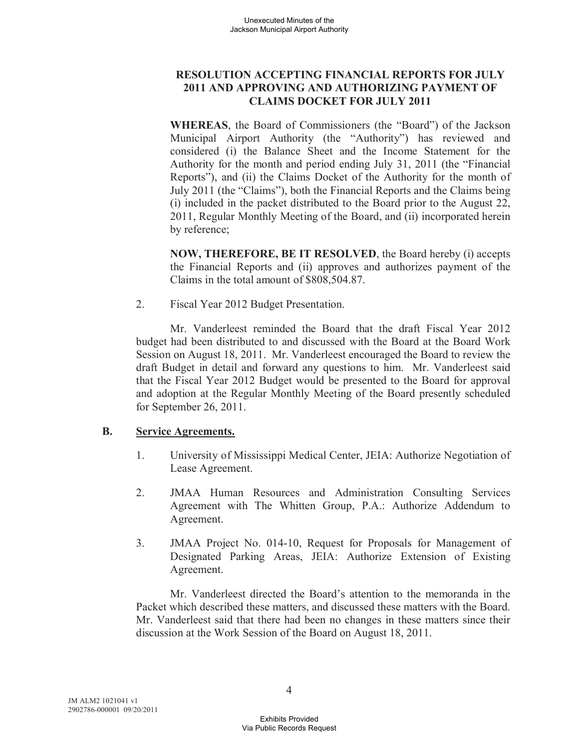**RESOLUTION ACCEPTING FINANCIAL REPORTS FOR JULY 2011 AND APPROVING AND AUTHORIZING PAYMENT OF CLAIMS DOCKET FOR JULY 2011**

**WHEREAS**, the Board of Commissioners (the "Board") of the Jackson Municipal Airport Authority (the "Authority") has reviewed and considered (i) the Balance Sheet and the Income Statement for the Authority for the month and period ending July 31, 2011 (the "Financial Reports"), and (ii) the Claims Docket of the Authority for the month of July 2011 (the "Claims"), both the Financial Reports and the Claims being (i) included in the packet distributed to the Board prior to the August 22, 2011, Regular Monthly Meeting of the Board, and (ii) incorporated herein by reference;

**NOW, THEREFORE, BE IT RESOLVED**, the Board hereby (i) accepts the Financial Reports and (ii) approves and authorizes payment of the Claims in the total amount of $808,504.87.

2. Fiscal Year 2012 Budget Presentation.

Mr. Vanderleest reminded the Board that the draft Fiscal Year 2012 budget had been distributed to and discussed with the Board at the Board Work Session on August 18, 2011. Mr. Vanderleest encouraged the Board to review the draft Budget in detail and forward any questions to him. Mr. Vanderleest said that the Fiscal Year 2012 Budget would be presented to the Board for approval and adoption at the Regular Monthly Meeting of the Board presently scheduled for September 26, 2011.

**B. Service Agreements.**

1. University of Mississippi Medical Center, JEIA: Authorize Negotiation of Lease Agreement.

2. JMAA Human Resources and Administration Consulting Services Agreement with The Whitten Group, P.A.: Authorize Addendum to Agreement.

3. JMAA Project No. 014-10, Request for Proposals for Management of Designated Parking Areas, JEIA: Authorize Extension of Existing Agreement.

Mr. Vanderleest directed the Board's attention to the memoranda in the Packet which described these matters, and discussed these matters with the Board. Mr. Vanderleest said that there had been no changes in these matters since their discussion at the Work Session of the Board on August 18, 2011.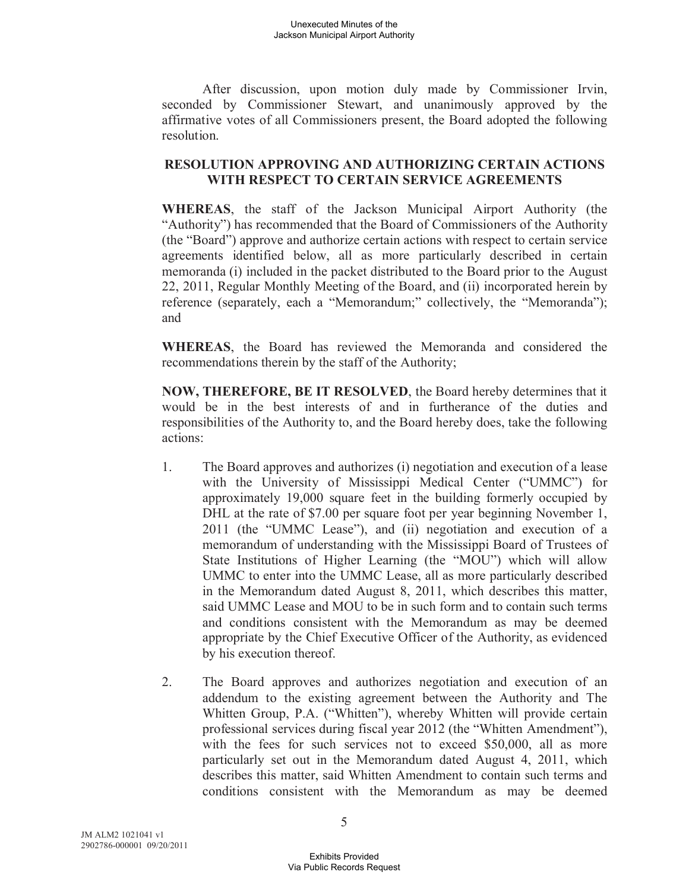After discussion, upon motion duly made by Commissioner Irvin, seconded by Commissioner Stewart, and unanimously approved by the affirmative votes of all Commissioners present, the Board adopted the following resolution.

## RESOLUTION APPROVING AND AUTHORIZING CERTAIN ACTIONS WITH RESPECT TO CERTAIN SERVICE AGREEMENTS

**WHEREAS**, the staff of the Jackson Municipal Airport Authority (the "Authority") has recommended that the Board of Commissioners of the Authority (the "Board") approve and authorize certain actions with respect to certain service agreements identified below, all as more particularly described in certain memoranda (i) included in the packet distributed to the Board prior to the August 22, 2011, Regular Monthly Meeting of the Board, and (ii) incorporated herein by reference (separately, each a "Memorandum;" collectively, the "Memoranda"); and

**WHEREAS**, the Board has reviewed the Memoranda and considered the recommendations therein by the staff of the Authority;

**NOW, THEREFORE, BE IT RESOLVED**, the Board hereby determines that it would be in the best interests of and in furtherance of the duties and responsibilities of the Authority to, and the Board hereby does, take the following actions:

1. The Board approves and authorizes (i) negotiation and execution of a lease with the University of Mississippi Medical Center ("UMMC") for approximately 19,000 square feet in the building formerly occupied by DHL at the rate of $7.00 per square foot per year beginning November 1, 2011 (the "UMMC Lease"), and (ii) negotiation and execution of a memorandum of understanding with the Mississippi Board of Trustees of State Institutions of Higher Learning (the "MOU") which will allow UMMC to enter into the UMMC Lease, all as more particularly described in the Memorandum dated August 8, 2011, which describes this matter, said UMMC Lease and MOU to be in such form and to contain such terms and conditions consistent with the Memorandum as may be deemed appropriate by the Chief Executive Officer of the Authority, as evidenced by his execution thereof.

2. The Board approves and authorizes negotiation and execution of an addendum to the existing agreement between the Authority and The Whitten Group, P.A. ("Whitten"), whereby Whitten will provide certain professional services during fiscal year 2012 (the "Whitten Amendment"), with the fees for such services not to exceed $50,000, all as more particularly set out in the Memorandum dated August 4, 2011, which describes this matter, said Whitten Amendment to contain such terms and conditions consistent with the Memorandum as may be deemed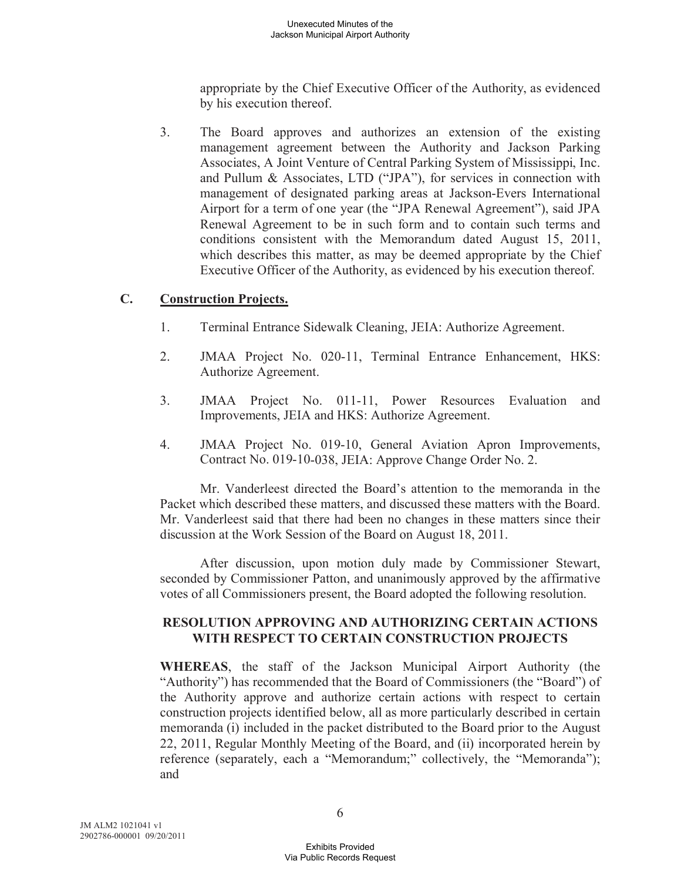appropriate by the Chief Executive Officer of the Authority, as evidenced by his execution thereof.

3. The Board approves and authorizes an extension of the existing management agreement between the Authority and Jackson Parking Associates, A Joint Venture of Central Parking System of Mississippi, Inc. and Pullum & Associates, LTD ("JPA"), for services in connection with management of designated parking areas at Jackson-Evers International Airport for a term of one year (the "JPA Renewal Agreement"), said JPA Renewal Agreement to be in such form and to contain such terms and conditions consistent with the Memorandum dated August 15, 2011, which describes this matter, as may be deemed appropriate by the Chief Executive Officer of the Authority, as evidenced by his execution thereof.

## C. Construction Projects.

1. Terminal Entrance Sidewalk Cleaning, JEIA: Authorize Agreement.

2. JMAA Project No. 020-11, Terminal Entrance Enhancement, HKS: Authorize Agreement.

3. JMAA Project No. 011-11, Power Resources Evaluation and Improvements, JEIA and HKS: Authorize Agreement.

4. JMAA Project No. 019-10, General Aviation Apron Improvements, Contract No. 019-10-038, JEIA: Approve Change Order No. 2.

Mr. Vanderleest directed the Board's attention to the memoranda in the Packet which described these matters, and discussed these matters with the Board. Mr. Vanderleest said that there had been no changes in these matters since their discussion at the Work Session of the Board on August 18, 2011.

After discussion, upon motion duly made by Commissioner Stewart, seconded by Commissioner Patton, and unanimously approved by the affirmative votes of all Commissioners present, the Board adopted the following resolution.

**RESOLUTION APPROVING AND AUTHORIZING CERTAIN ACTIONS WITH RESPECT TO CERTAIN CONSTRUCTION PROJECTS**

**WHEREAS**, the staff of the Jackson Municipal Airport Authority (the "Authority") has recommended that the Board of Commissioners (the "Board") of the Authority approve and authorize certain actions with respect to certain construction projects identified below, all as more particularly described in certain memoranda (i) included in the packet distributed to the Board prior to the August 22, 2011, Regular Monthly Meeting of the Board, and (ii) incorporated herein by reference (separately, each a "Memorandum;" collectively, the "Memoranda"); and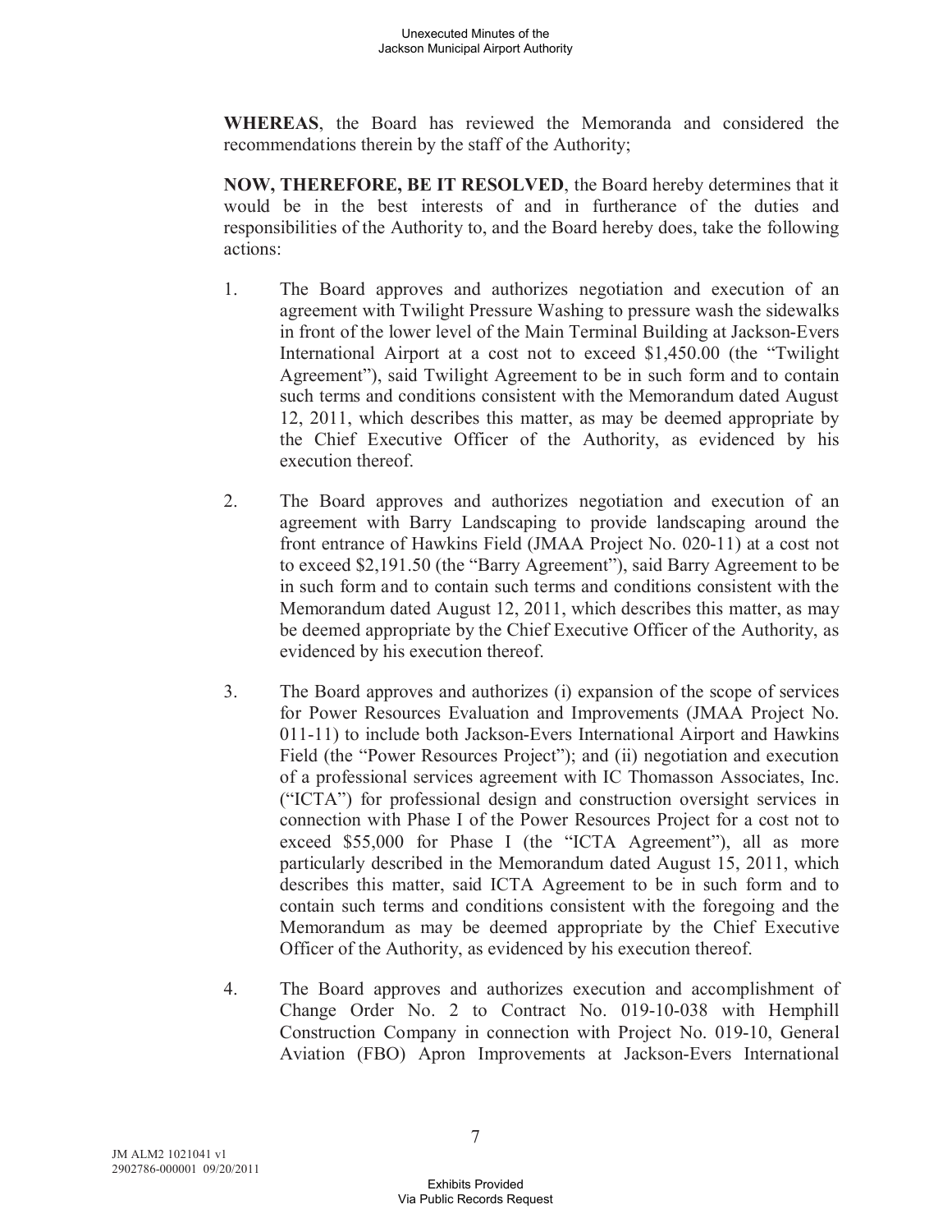**WHEREAS**, the Board has reviewed the Memoranda and considered the recommendations therein by the staff of the Authority;

**NOW, THEREFORE, BE IT RESOLVED**, the Board hereby determines that it would be in the best interests of and in furtherance of the duties and responsibilities of the Authority to, and the Board hereby does, take the following actions:

1. The Board approves and authorizes negotiation and execution of an agreement with Twilight Pressure Washing to pressure wash the sidewalks in front of the lower level of the Main Terminal Building at Jackson-Evers International Airport at a cost not to exceed $1,450.00 (the "Twilight Agreement"), said Twilight Agreement to be in such form and to contain such terms and conditions consistent with the Memorandum dated August 12, 2011, which describes this matter, as may be deemed appropriate by the Chief Executive Officer of the Authority, as evidenced by his execution thereof.

2. The Board approves and authorizes negotiation and execution of an agreement with Barry Landscaping to provide landscaping around the front entrance of Hawkins Field (JMAA Project No. 020-11) at a cost not to exceed $2,191.50 (the "Barry Agreement"), said Barry Agreement to be in such form and to contain such terms and conditions consistent with the Memorandum dated August 12, 2011, which describes this matter, as may be deemed appropriate by the Chief Executive Officer of the Authority, as evidenced by his execution thereof.

3. The Board approves and authorizes (i) expansion of the scope of services for Power Resources Evaluation and Improvements (JMAA Project No. 011-11) to include both Jackson-Evers International Airport and Hawkins Field (the "Power Resources Project"); and (ii) negotiation and execution of a professional services agreement with IC Thomasson Associates, Inc. ("ICTA") for professional design and construction oversight services in connection with Phase I of the Power Resources Project for a cost not to exceed $55,000 for Phase I (the "ICTA Agreement"), all as more particularly described in the Memorandum dated August 15, 2011, which describes this matter, said ICTA Agreement to be in such form and to contain such terms and conditions consistent with the foregoing and the Memorandum as may be deemed appropriate by the Chief Executive Officer of the Authority, as evidenced by his execution thereof.

4. The Board approves and authorizes execution and accomplishment of Change Order No. 2 to Contract No. 019-10-038 with Hemphill Construction Company in connection with Project No. 019-10, General Aviation (FBO) Apron Improvements at Jackson-Evers International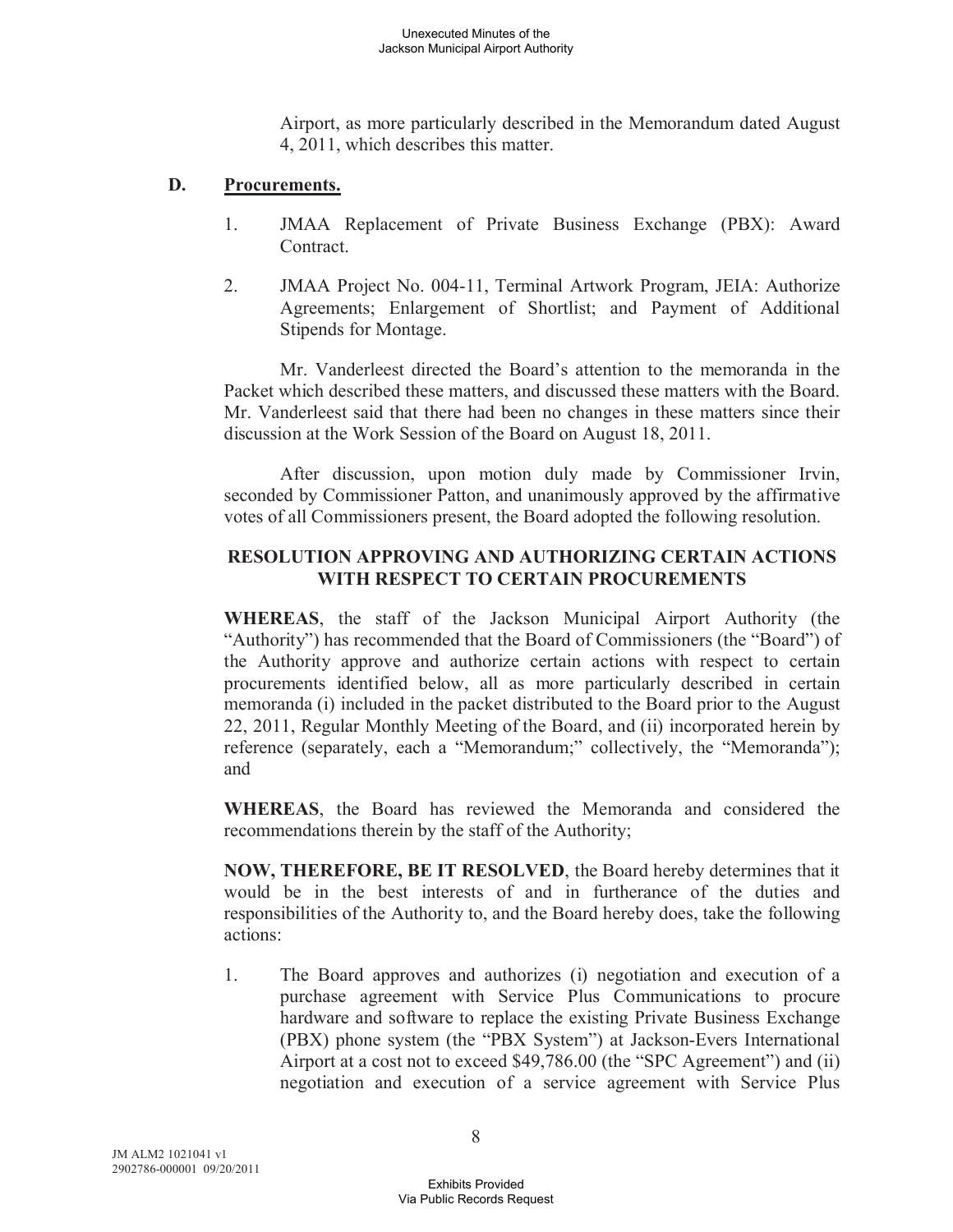Airport, as more particularly described in the Memorandum dated August 4, 2011, which describes this matter.

**D. Procurements.**

1. JMAA Replacement of Private Business Exchange (PBX): Award Contract.

2. JMAA Project No. 004-11, Terminal Artwork Program, JEIA: Authorize Agreements; Enlargement of Shortlist; and Payment of Additional Stipends for Montage.

Mr. Vanderleest directed the Board's attention to the memoranda in the Packet which described these matters, and discussed these matters with the Board. Mr. Vanderleest said that there had been no changes in these matters since their discussion at the Work Session of the Board on August 18, 2011.

After discussion, upon motion duly made by Commissioner Irvin, seconded by Commissioner Patton, and unanimously approved by the affirmative votes of all Commissioners present, the Board adopted the following resolution.

**RESOLUTION APPROVING AND AUTHORIZING CERTAIN ACTIONS WITH RESPECT TO CERTAIN PROCUREMENTS**

**WHEREAS**, the staff of the Jackson Municipal Airport Authority (the "Authority") has recommended that the Board of Commissioners (the "Board") of the Authority approve and authorize certain actions with respect to certain procurements identified below, all as more particularly described in certain memoranda (i) included in the packet distributed to the Board prior to the August 22, 2011, Regular Monthly Meeting of the Board, and (ii) incorporated herein by reference (separately, each a "Memorandum;" collectively, the "Memoranda"); and

**WHEREAS**, the Board has reviewed the Memoranda and considered the recommendations therein by the staff of the Authority;

**NOW, THEREFORE, BE IT RESOLVED**, the Board hereby determines that it would be in the best interests of and in furtherance of the duties and responsibilities of the Authority to, and the Board hereby does, take the following actions:

1. The Board approves and authorizes (i) negotiation and execution of a purchase agreement with Service Plus Communications to procure hardware and software to replace the existing Private Business Exchange (PBX) phone system (the "PBX System") at Jackson-Evers International Airport at a cost not to exceed $49,786.00 (the "SPC Agreement") and (ii) negotiation and execution of a service agreement with Service Plus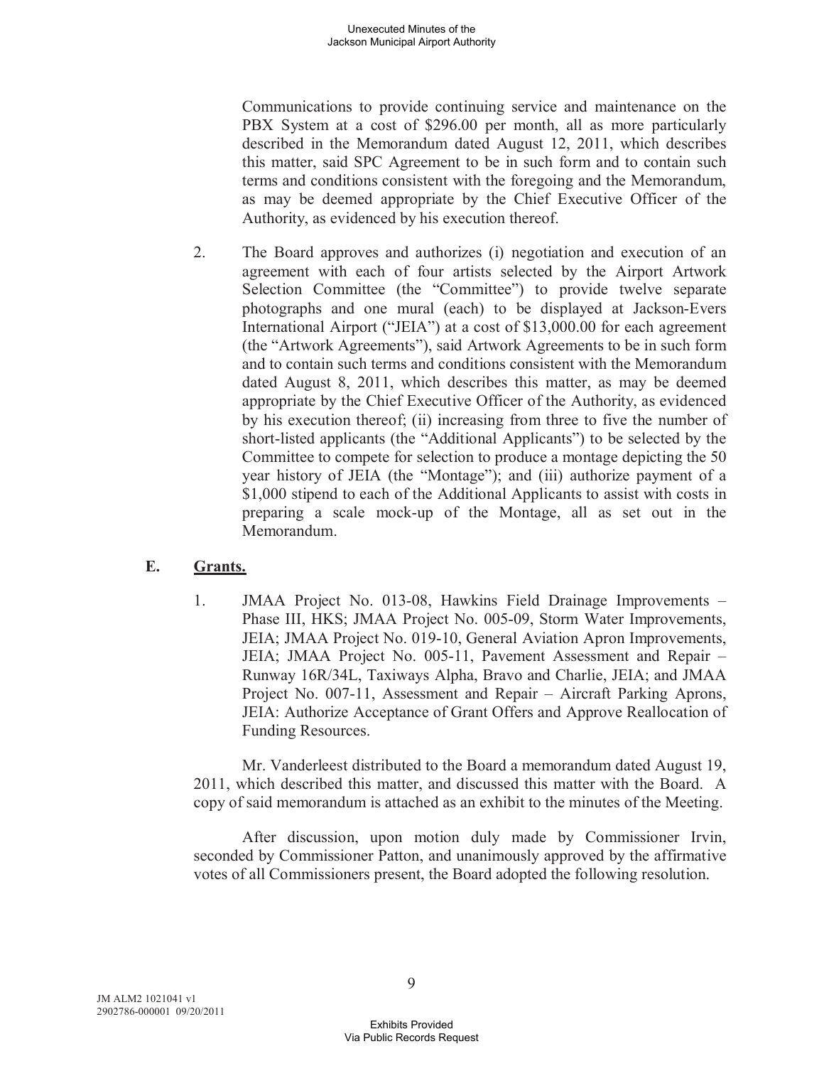Communications to provide continuing service and maintenance on the PBX System at a cost of $296.00 per month, all as more particularly described in the Memorandum dated August 12, 2011, which describes this matter, said SPC Agreement to be in such form and to contain such terms and conditions consistent with the foregoing and the Memorandum, as may be deemed appropriate by the Chief Executive Officer of the Authority, as evidenced by his execution thereof.

2. The Board approves and authorizes (i) negotiation and execution of an agreement with each of four artists selected by the Airport Artwork Selection Committee (the "Committee") to provide twelve separate photographs and one mural (each) to be displayed at Jackson-Evers International Airport ("JEIA") at a cost of $13,000.00 for each agreement (the "Artwork Agreements"), said Artwork Agreements to be in such form and to contain such terms and conditions consistent with the Memorandum dated August 8, 2011, which describes this matter, as may be deemed appropriate by the Chief Executive Officer of the Authority, as evidenced by his execution thereof; (ii) increasing from three to five the number of short-listed applicants (the "Additional Applicants") to be selected by the Committee to compete for selection to produce a montage depicting the 50 year history of JEIA (the "Montage"); and (iii) authorize payment of a $1,000 stipend to each of the Additional Applicants to assist with costs in preparing a scale mock-up of the Montage, all as set out in the Memorandum.

## E. <u>Grants.</u>

1. JMAA Project No. 013-08, Hawkins Field Drainage Improvements – Phase III, HKS; JMAA Project No. 005-09, Storm Water Improvements, JEIA; JMAA Project No. 019-10, General Aviation Apron Improvements, JEIA; JMAA Project No. 005-11, Pavement Assessment and Repair – Runway 16R/34L, Taxiways Alpha, Bravo and Charlie, JEIA; and JMAA Project No. 007-11, Assessment and Repair – Aircraft Parking Aprons, JEIA: Authorize Acceptance of Grant Offers and Approve Reallocation of Funding Resources.

Mr. Vanderleest distributed to the Board a memorandum dated August 19, 2011, which described this matter, and discussed this matter with the Board. A copy of said memorandum is attached as an exhibit to the minutes of the Meeting.

After discussion, upon motion duly made by Commissioner Irvin, seconded by Commissioner Patton, and unanimously approved by the affirmative votes of all Commissioners present, the Board adopted the following resolution.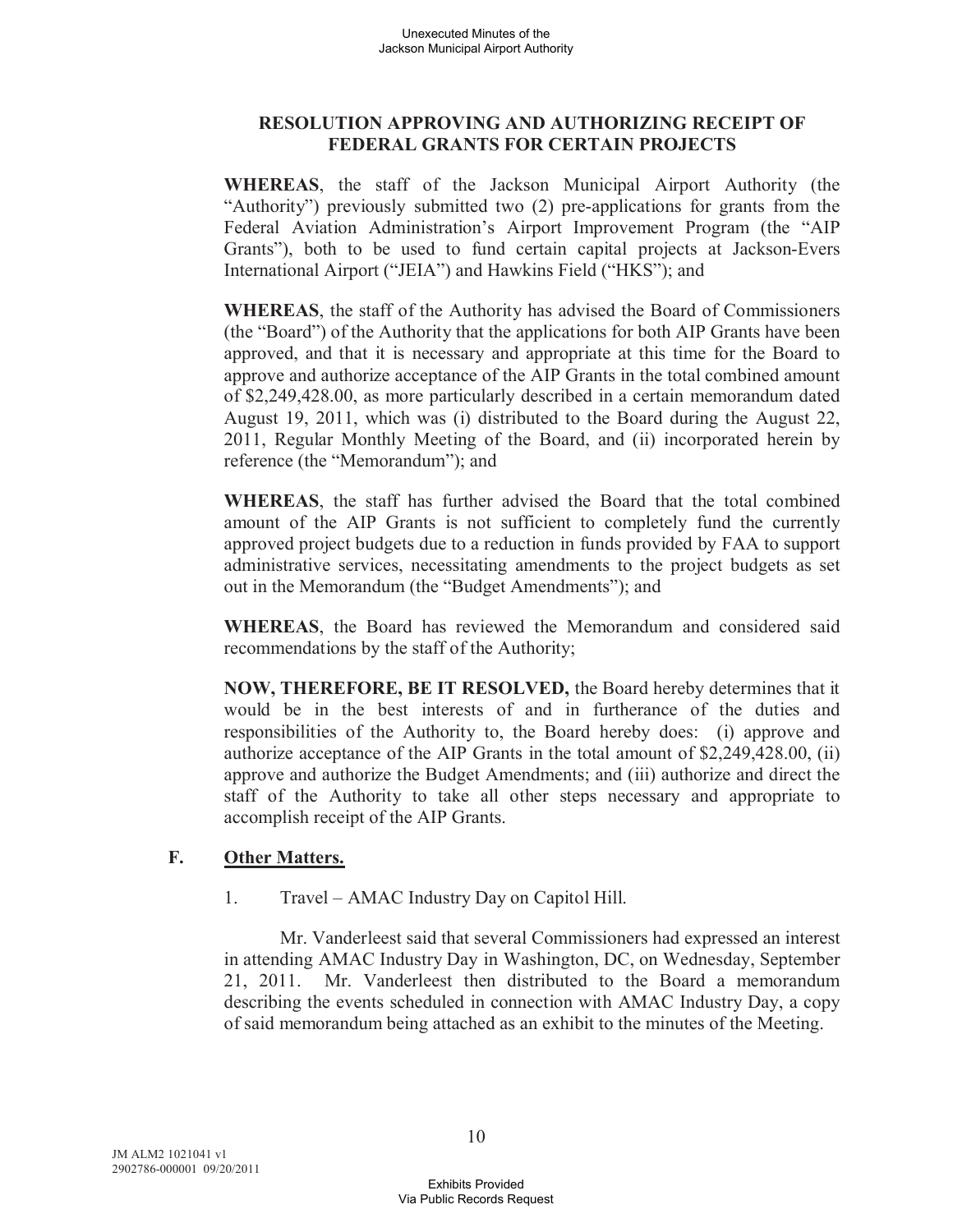**RESOLUTION APPROVING AND AUTHORIZING RECEIPT OF FEDERAL GRANTS FOR CERTAIN PROJECTS**

**WHEREAS**, the staff of the Jackson Municipal Airport Authority (the "Authority") previously submitted two (2) pre-applications for grants from the Federal Aviation Administration's Airport Improvement Program (the "AIP Grants"), both to be used to fund certain capital projects at Jackson-Evers International Airport ("JEIA") and Hawkins Field ("HKS"); and

**WHEREAS**, the staff of the Authority has advised the Board of Commissioners (the "Board") of the Authority that the applications for both AIP Grants have been approved, and that it is necessary and appropriate at this time for the Board to approve and authorize acceptance of the AIP Grants in the total combined amount of $2,249,428.00, as more particularly described in a certain memorandum dated August 19, 2011, which was (i) distributed to the Board during the August 22, 2011, Regular Monthly Meeting of the Board, and (ii) incorporated herein by reference (the "Memorandum"); and

**WHEREAS**, the staff has further advised the Board that the total combined amount of the AIP Grants is not sufficient to completely fund the currently approved project budgets due to a reduction in funds provided by FAA to support administrative services, necessitating amendments to the project budgets as set out in the Memorandum (the "Budget Amendments"); and

**WHEREAS**, the Board has reviewed the Memorandum and considered said recommendations by the staff of the Authority;

**NOW, THEREFORE, BE IT RESOLVED,** the Board hereby determines that it would be in the best interests of and in furtherance of the duties and responsibilities of the Authority to, the Board hereby does: (i) approve and authorize acceptance of the AIP Grants in the total amount of $2,249,428.00, (ii) approve and authorize the Budget Amendments; and (iii) authorize and direct the staff of the Authority to take all other steps necessary and appropriate to accomplish receipt of the AIP Grants.

**F. Other Matters.**

1. Travel – AMAC Industry Day on Capitol Hill.

Mr. Vanderleest said that several Commissioners had expressed an interest in attending AMAC Industry Day in Washington, DC, on Wednesday, September 21, 2011. Mr. Vanderleest then distributed to the Board a memorandum describing the events scheduled in connection with AMAC Industry Day, a copy of said memorandum being attached as an exhibit to the minutes of the Meeting.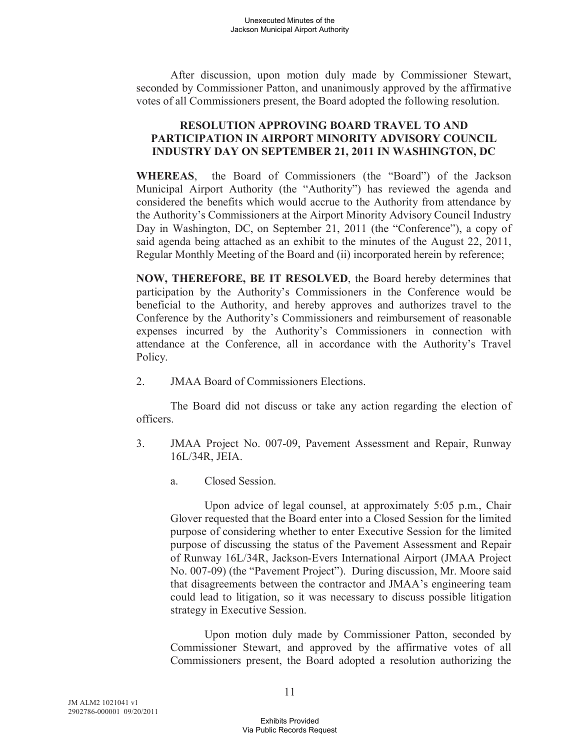After discussion, upon motion duly made by Commissioner Stewart, seconded by Commissioner Patton, and unanimously approved by the affirmative votes of all Commissioners present, the Board adopted the following resolution.

**RESOLUTION APPROVING BOARD TRAVEL TO AND PARTICIPATION IN AIRPORT MINORITY ADVISORY COUNCIL INDUSTRY DAY ON SEPTEMBER 21, 2011 IN WASHINGTON, DC**

**WHEREAS**, the Board of Commissioners (the "Board") of the Jackson Municipal Airport Authority (the "Authority") has reviewed the agenda and considered the benefits which would accrue to the Authority from attendance by the Authority's Commissioners at the Airport Minority Advisory Council Industry Day in Washington, DC, on September 21, 2011 (the "Conference"), a copy of said agenda being attached as an exhibit to the minutes of the August 22, 2011, Regular Monthly Meeting of the Board and (ii) incorporated herein by reference;

**NOW, THEREFORE, BE IT RESOLVED**, the Board hereby determines that participation by the Authority's Commissioners in the Conference would be beneficial to the Authority, and hereby approves and authorizes travel to the Conference by the Authority's Commissioners and reimbursement of reasonable expenses incurred by the Authority's Commissioners in connection with attendance at the Conference, all in accordance with the Authority's Travel Policy.

2. JMAA Board of Commissioners Elections.

The Board did not discuss or take any action regarding the election of officers.

3. JMAA Project No. 007-09, Pavement Assessment and Repair, Runway 16L/34R, JEIA.

    a. Closed Session.

    Upon advice of legal counsel, at approximately 5:05 p.m., Chair Glover requested that the Board enter into a Closed Session for the limited purpose of considering whether to enter Executive Session for the limited purpose of discussing the status of the Pavement Assessment and Repair of Runway 16L/34R, Jackson-Evers International Airport (JMAA Project No. 007-09) (the "Pavement Project"). During discussion, Mr. Moore said that disagreements between the contractor and JMAA's engineering team could lead to litigation, so it was necessary to discuss possible litigation strategy in Executive Session.

    Upon motion duly made by Commissioner Patton, seconded by Commissioner Stewart, and approved by the affirmative votes of all Commissioners present, the Board adopted a resolution authorizing the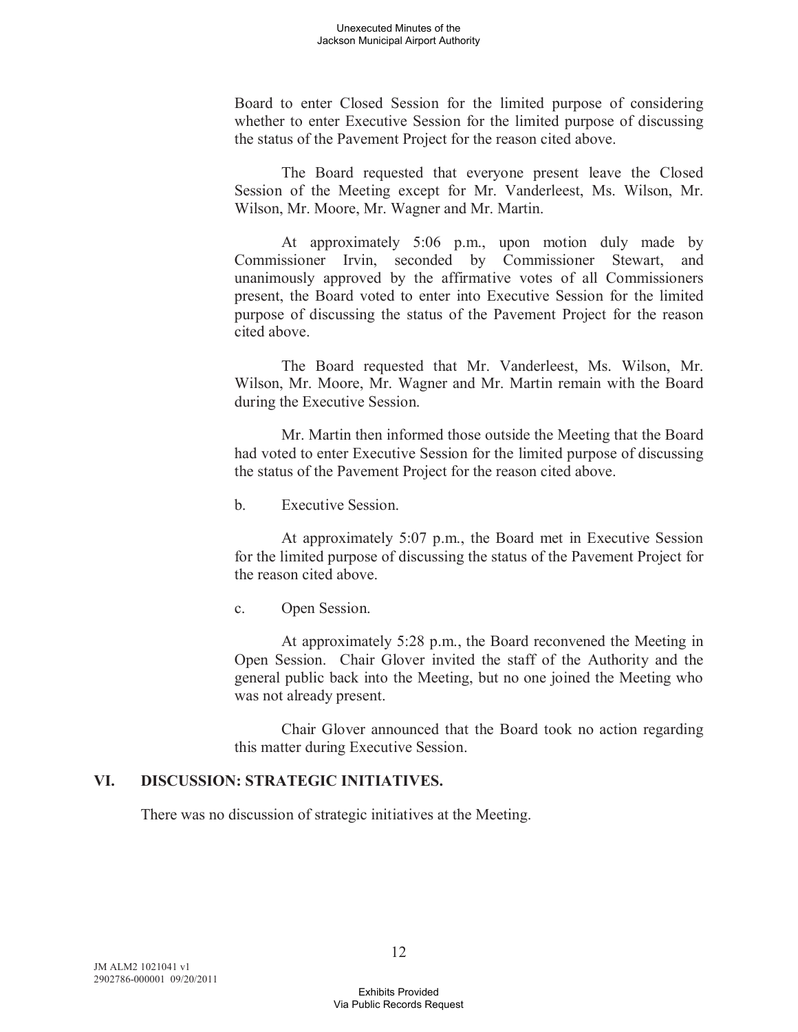Board to enter Closed Session for the limited purpose of considering whether to enter Executive Session for the limited purpose of discussing the status of the Pavement Project for the reason cited above.

The Board requested that everyone present leave the Closed Session of the Meeting except for Mr. Vanderleest, Ms. Wilson, Mr. Wilson, Mr. Moore, Mr. Wagner and Mr. Martin.

At approximately 5:06 p.m., upon motion duly made by Commissioner Irvin, seconded by Commissioner Stewart, and unanimously approved by the affirmative votes of all Commissioners present, the Board voted to enter into Executive Session for the limited purpose of discussing the status of the Pavement Project for the reason cited above.

The Board requested that Mr. Vanderleest, Ms. Wilson, Mr. Wilson, Mr. Moore, Mr. Wagner and Mr. Martin remain with the Board during the Executive Session.

Mr. Martin then informed those outside the Meeting that the Board had voted to enter Executive Session for the limited purpose of discussing the status of the Pavement Project for the reason cited above.

b. Executive Session.

At approximately 5:07 p.m., the Board met in Executive Session for the limited purpose of discussing the status of the Pavement Project for the reason cited above.

c. Open Session.

At approximately 5:28 p.m., the Board reconvened the Meeting in Open Session. Chair Glover invited the staff of the Authority and the general public back into the Meeting, but no one joined the Meeting who was not already present.

Chair Glover announced that the Board took no action regarding this matter during Executive Session.

## VI. DISCUSSION: STRATEGIC INITIATIVES.

There was no discussion of strategic initiatives at the Meeting.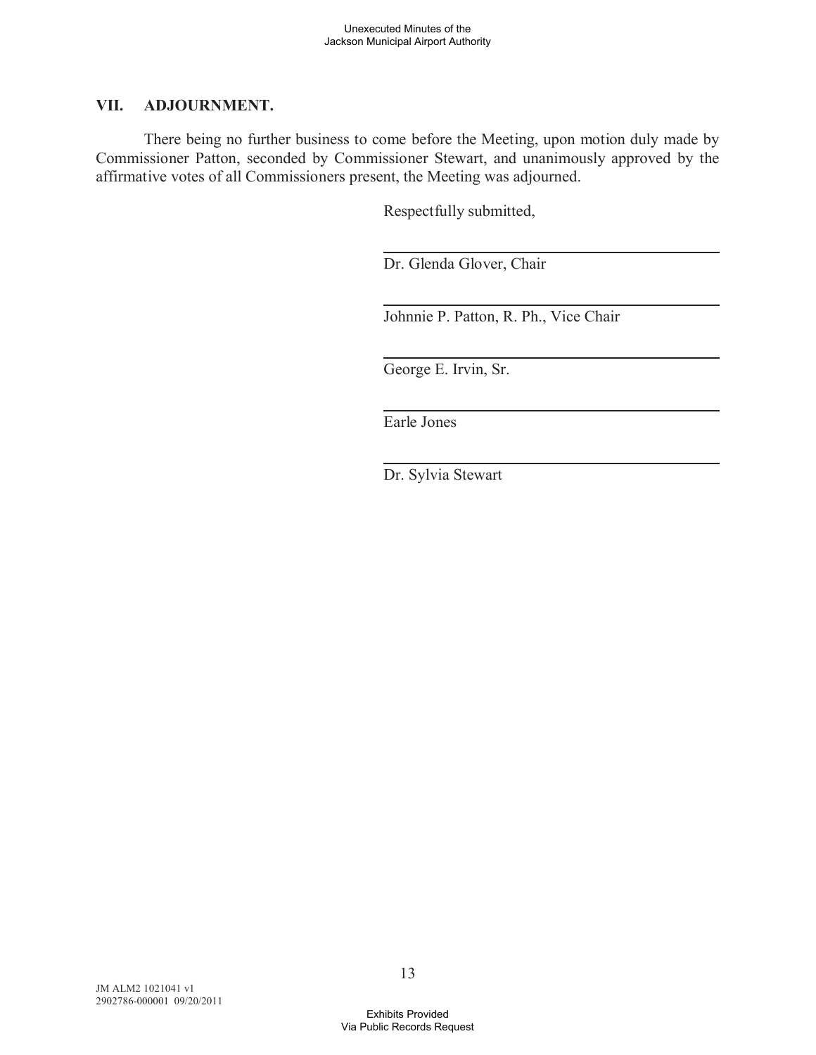## VII. ADJOURNMENT.

There being no further business to come before the Meeting, upon motion duly made by Commissioner Patton, seconded by Commissioner Stewart, and unanimously approved by the affirmative votes of all Commissioners present, the Meeting was adjourned.

Respectfully submitted,

\_\_\_\_\_\_\_\_\_\_\_\_\_\_\_\_\_\_\_\_\_\_\_\_\_\_\_\_\_\_\_\_\_\_\_\_\_\_

Dr. Glenda Glover, Chair

\_\_\_\_\_\_\_\_\_\_\_\_\_\_\_\_\_\_\_\_\_\_\_\_\_\_\_\_\_\_\_\_\_\_\_\_\_\_

Johnnie P. Patton, R. Ph., Vice Chair

\_\_\_\_\_\_\_\_\_\_\_\_\_\_\_\_\_\_\_\_\_\_\_\_\_\_\_\_\_\_\_\_\_\_\_\_\_\_

George E. Irvin, Sr.

\_\_\_\_\_\_\_\_\_\_\_\_\_\_\_\_\_\_\_\_\_\_\_\_\_\_\_\_\_\_\_\_\_\_\_\_\_\_

Earle Jones

\_\_\_\_\_\_\_\_\_\_\_\_\_\_\_\_\_\_\_\_\_\_\_\_\_\_\_\_\_\_\_\_\_\_\_\_\_\_

Dr. Sylvia Stewart

JM ALM2 1021041 v1
2902786-000001 09/20/2011